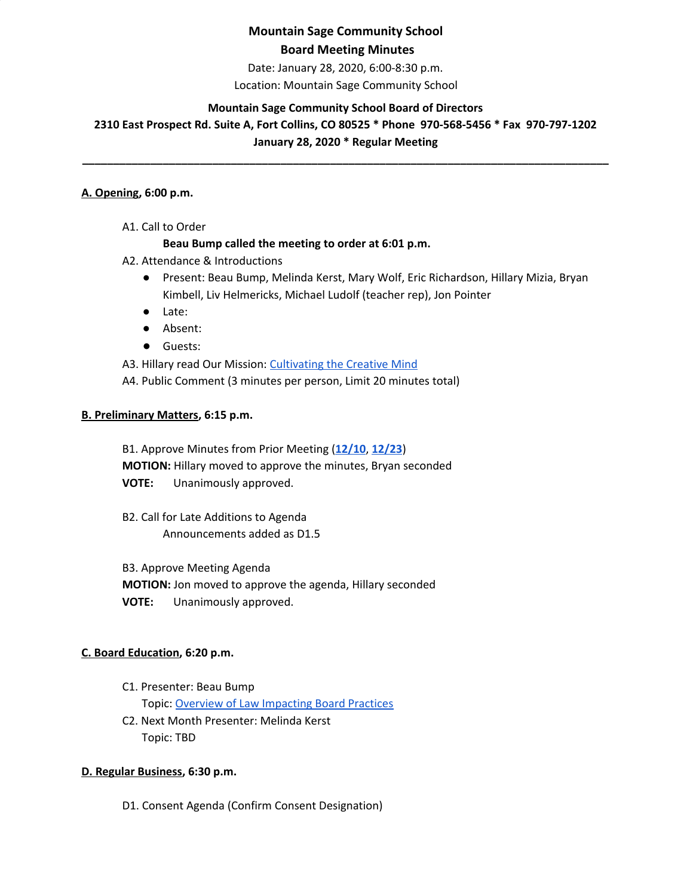**Mountain Sage Community School**
**Board Meeting Minutes**

Date: January 28, 2020, 6:00-8:30 p.m.
Location: Mountain Sage Community School

**Mountain Sage Community School Board of Directors**
**2310 East Prospect Rd. Suite A, Fort Collins, CO 80525 * Phone 970-568-5456 * Fax 970-797-1202**
**January 28, 2020 * Regular Meeting**

---

**A. Opening, 6:00 p.m.**

A1. Call to Order
**Beau Bump called the meeting to order at 6:01 p.m.**

A2. Attendance & Introductions

- Present: Beau Bump, Melinda Kerst, Mary Wolf, Eric Richardson, Hillary Mizia, Bryan Kimbell, Liv Helmericks, Michael Ludolf (teacher rep), Jon Pointer
- Late:
- Absent:
- Guests:

A3. Hillary read Our Mission: Cultivating the Creative Mind

A4. Public Comment (3 minutes per person, Limit 20 minutes total)

**B. Preliminary Matters, 6:15 p.m.**

B1. Approve Minutes from Prior Meeting (**12/10**, **12/23**)
**MOTION:** Hillary moved to approve the minutes, Bryan seconded
**VOTE:** Unanimously approved.

B2. Call for Late Additions to Agenda
Announcements added as D1.5

B3. Approve Meeting Agenda
**MOTION:** Jon moved to approve the agenda, Hillary seconded
**VOTE:** Unanimously approved.

**C. Board Education, 6:20 p.m.**

C1. Presenter: Beau Bump
Topic: Overview of Law Impacting Board Practices

C2. Next Month Presenter: Melinda Kerst
Topic: TBD

**D. Regular Business, 6:30 p.m.**

D1. Consent Agenda (Confirm Consent Designation)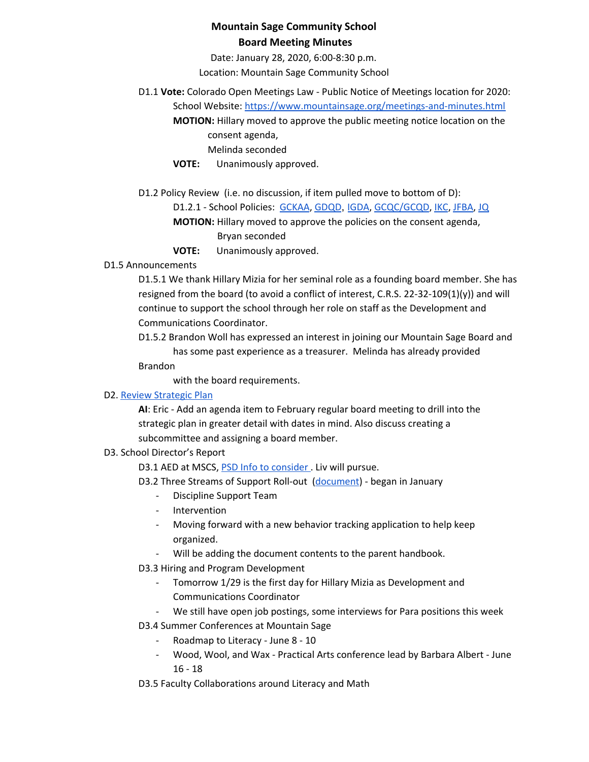**Mountain Sage Community School**
**Board Meeting Minutes**

Date: January 28, 2020, 6:00-8:30 p.m.
Location: Mountain Sage Community School

D1.1 **Vote:** Colorado Open Meetings Law - Public Notice of Meetings location for 2020: School Website: [https://www.mountainsage.org/meetings-and-minutes.html](https://www.mountainsage.org/meetings-and-minutes.html)

**MOTION:** Hillary moved to approve the public meeting notice location on the consent agenda,
Melinda seconded

**VOTE:** Unanimously approved.

D1.2 Policy Review (i.e. no discussion, if item pulled move to bottom of D):

D1.2.1 - School Policies: GCKAA, GDQD, IGDA, GCQC/GCQD, IKC, JFBA, JQ

**MOTION:** Hillary moved to approve the policies on the consent agenda,
Bryan seconded

**VOTE:** Unanimously approved.

D1.5 Announcements

D1.5.1 We thank Hillary Mizia for her seminal role as a founding board member. She has resigned from the board (to avoid a conflict of interest, C.R.S. 22-32-109(1)(y)) and will continue to support the school through her role on staff as the Development and Communications Coordinator.

D1.5.2 Brandon Woll has expressed an interest in joining our Mountain Sage Board and has some past experience as a treasurer. Melinda has already provided Brandon with the board requirements.

D2. Review Strategic Plan

**AI**: Eric - Add an agenda item to February regular board meeting to drill into the strategic plan in greater detail with dates in mind. Also discuss creating a subcommittee and assigning a board member.

D3. School Director's Report

D3.1 AED at MSCS, PSD Info to consider . Liv will pursue.

D3.2 Three Streams of Support Roll-out (document) - began in January

- Discipline Support Team
- Intervention
- Moving forward with a new behavior tracking application to help keep organized.
- Will be adding the document contents to the parent handbook.

D3.3 Hiring and Program Development

- Tomorrow 1/29 is the first day for Hillary Mizia as Development and Communications Coordinator
- We still have open job postings, some interviews for Para positions this week

D3.4 Summer Conferences at Mountain Sage

- Roadmap to Literacy - June 8 - 10
- Wood, Wool, and Wax - Practical Arts conference lead by Barbara Albert - June 16 - 18

D3.5 Faculty Collaborations around Literacy and Math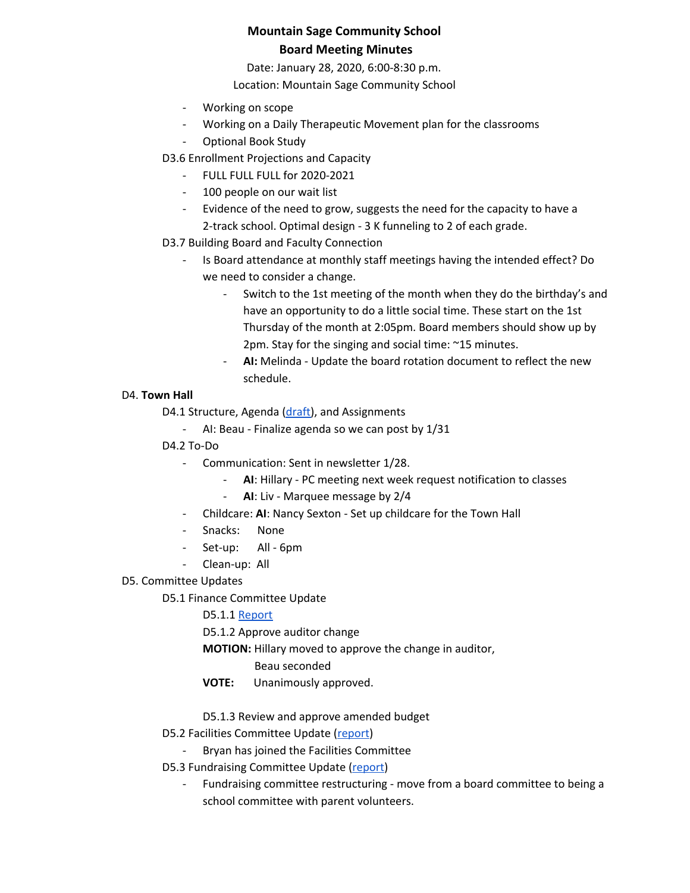**Mountain Sage Community School**

**Board Meeting Minutes**

Date: January 28, 2020, 6:00-8:30 p.m.

Location: Mountain Sage Community School

- Working on scope
- Working on a Daily Therapeutic Movement plan for the classrooms
- Optional Book Study

D3.6 Enrollment Projections and Capacity

- FULL FULL FULL for 2020-2021
- 100 people on our wait list
- Evidence of the need to grow, suggests the need for the capacity to have a 2-track school. Optimal design - 3 K funneling to 2 of each grade.

D3.7 Building Board and Faculty Connection

- Is Board attendance at monthly staff meetings having the intended effect? Do we need to consider a change.
    - Switch to the 1st meeting of the month when they do the birthday's and have an opportunity to do a little social time. These start on the 1st Thursday of the month at 2:05pm. Board members should show up by 2pm. Stay for the singing and social time: ~15 minutes.
    - **AI:** Melinda - Update the board rotation document to reflect the new schedule.

D4. **Town Hall**

D4.1 Structure, Agenda (draft), and Assignments

- AI: Beau - Finalize agenda so we can post by 1/31

D4.2 To-Do

- Communication: Sent in newsletter 1/28.
    - **AI**: Hillary - PC meeting next week request notification to classes
    - **AI**: Liv - Marquee message by 2/4
- Childcare: **AI**: Nancy Sexton - Set up childcare for the Town Hall
- Snacks: None
- Set-up: All - 6pm
- Clean-up: All

D5. Committee Updates

D5.1 Finance Committee Update

D5.1.1 Report

D5.1.2 Approve auditor change

**MOTION:** Hillary moved to approve the change in auditor, Beau seconded

**VOTE:** Unanimously approved.

D5.1.3 Review and approve amended budget

D5.2 Facilities Committee Update (report)

- Bryan has joined the Facilities Committee

D5.3 Fundraising Committee Update (report)

- Fundraising committee restructuring - move from a board committee to being a school committee with parent volunteers.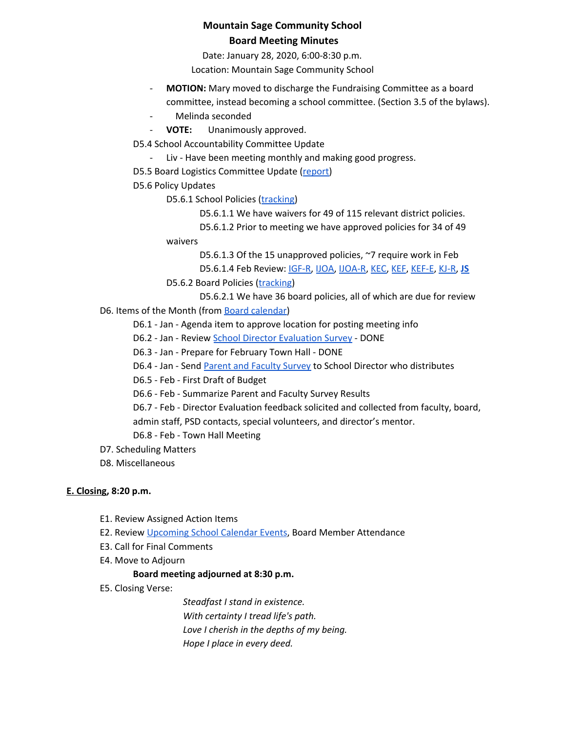**Mountain Sage Community School**
**Board Meeting Minutes**

Date: January 28, 2020, 6:00-8:30 p.m.
Location: Mountain Sage Community School

- **MOTION:** Mary moved to discharge the Fundraising Committee as a board committee, instead becoming a school committee. (Section 3.5 of the bylaws).
- Melinda seconded
- **VOTE:** Unanimously approved.

D5.4 School Accountability Committee Update

- Liv - Have been meeting monthly and making good progress.

D5.5 Board Logistics Committee Update (report)

D5.6 Policy Updates

D5.6.1 School Policies (tracking)

D5.6.1.1 We have waivers for 49 of 115 relevant district policies.

D5.6.1.2 Prior to meeting we have approved policies for 34 of 49 waivers

D5.6.1.3 Of the 15 unapproved policies, ~7 require work in Feb

D5.6.1.4 Feb Review: IGF-R, IJOA, IJOA-R, KEC, KEF, KEF-E, KJ-R, **JS**

D5.6.2 Board Policies (tracking)

D5.6.2.1 We have 36 board policies, all of which are due for review

D6. Items of the Month (from Board calendar)

D6.1 - Jan - Agenda item to approve location for posting meeting info

D6.2 - Jan - Review School Director Evaluation Survey - DONE

D6.3 - Jan - Prepare for February Town Hall - DONE

D6.4 - Jan - Send Parent and Faculty Survey to School Director who distributes

D6.5 - Feb - First Draft of Budget

D6.6 - Feb - Summarize Parent and Faculty Survey Results

D6.7 - Feb - Director Evaluation feedback solicited and collected from faculty, board, admin staff, PSD contacts, special volunteers, and director's mentor.

D6.8 - Feb - Town Hall Meeting

D7. Scheduling Matters

D8. Miscellaneous

**E. Closing, 8:20 p.m.**

E1. Review Assigned Action Items

E2. Review Upcoming School Calendar Events, Board Member Attendance

E3. Call for Final Comments

E4. Move to Adjourn

**Board meeting adjourned at 8:30 p.m.**

E5. Closing Verse:

*Steadfast I stand in existence.*
*With certainty I tread life's path.*
*Love I cherish in the depths of my being.*
*Hope I place in every deed.*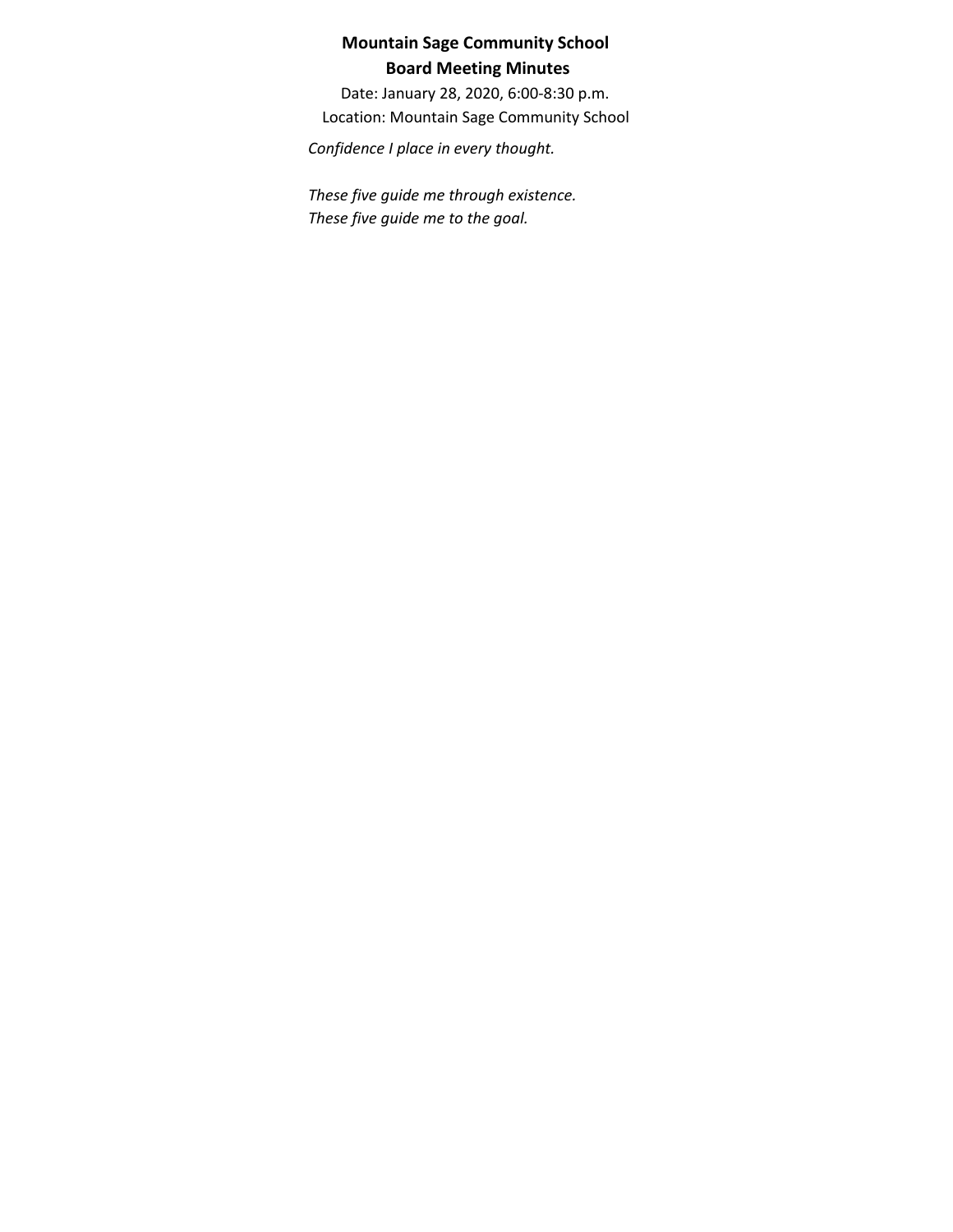**Mountain Sage Community School**
**Board Meeting Minutes**

Date: January 28, 2020, 6:00-8:30 p.m.
Location: Mountain Sage Community School

*Confidence I place in every thought.*

*These five guide me through existence.*
*These five guide me to the goal.*